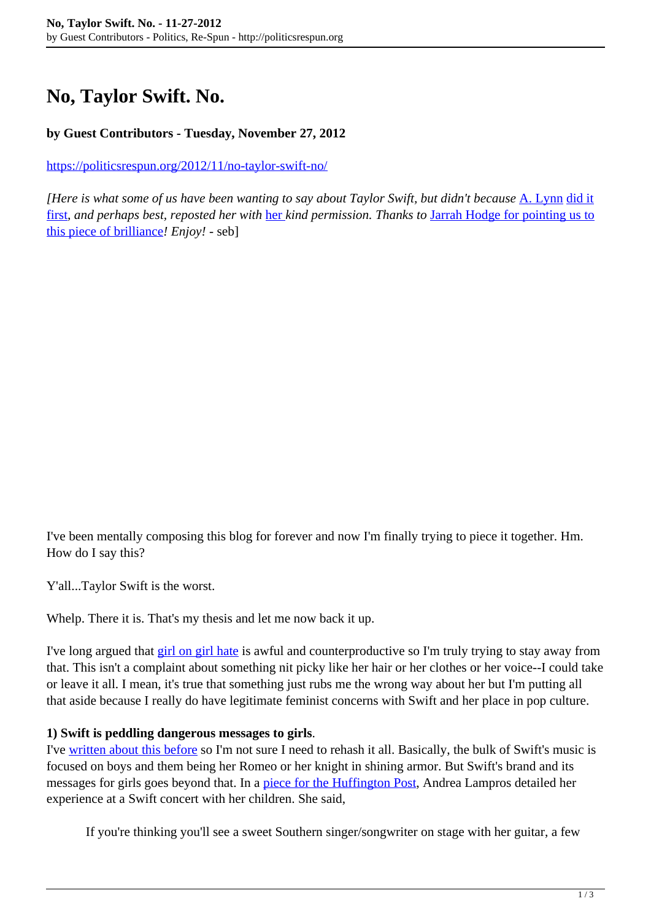# No, Taylor Swift. No.

**by Guest Contributors - Tuesday, November 27, 2012**

https://politicsrespun.org/2012/11/no-taylor-swift-no/

*[Here is what some of us have been wanting to say about Taylor Swift, but didn't because* A. Lynn did it first*, and perhaps best, reposted her with* her *kind permission. Thanks to* Jarrah Hodge for pointing us to this piece of brilliance*! Enjoy!* - seb]

I've been mentally composing this blog for forever and now I'm finally trying to piece it together. Hm. How do I say this?

Y'all...Taylor Swift is the worst.

Whelp. There it is. That's my thesis and let me now back it up.

I've long argued that girl on girl hate is awful and counterproductive so I'm truly trying to stay away from that. This isn't a complaint about something nit picky like her hair or her clothes or her voice--I could take or leave it all. I mean, it's true that something just rubs me the wrong way about her but I'm putting all that aside because I really do have legitimate feminist concerns with Swift and her place in pop culture.

**1) Swift is peddling dangerous messages to girls**.

I've written about this before so I'm not sure I need to rehash it all. Basically, the bulk of Swift's music is focused on boys and them being her Romeo or her knight in shining armor. But Swift's brand and its messages for girls goes beyond that. In a piece for the Huffington Post, Andrea Lampros detailed her experience at a Swift concert with her children. She said,

> If you're thinking you'll see a sweet Southern singer/songwriter on stage with her guitar, a few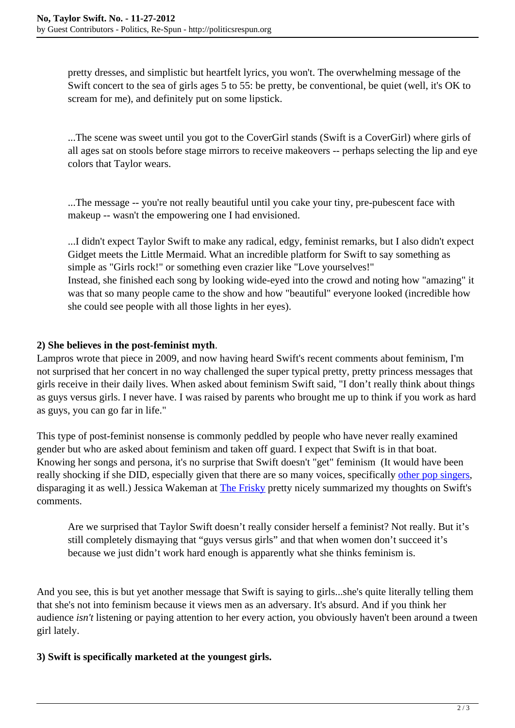> pretty dresses, and simplistic but heartfelt lyrics, you won't. The overwhelming message of the Swift concert to the sea of girls ages 5 to 55: be pretty, be conventional, be quiet (well, it's OK to scream for me), and definitely put on some lipstick.
>
> ...The scene was sweet until you got to the CoverGirl stands (Swift is a CoverGirl) where girls of all ages sat on stools before stage mirrors to receive makeovers -- perhaps selecting the lip and eye colors that Taylor wears.
>
> ...The message -- you're not really beautiful until you cake your tiny, pre-pubescent face with makeup -- wasn't the empowering one I had envisioned.
>
> ...I didn't expect Taylor Swift to make any radical, edgy, feminist remarks, but I also didn't expect Gidget meets the Little Mermaid. What an incredible platform for Swift to say something as simple as "Girls rock!" or something even crazier like "Love yourselves!"
> Instead, she finished each song by looking wide-eyed into the crowd and noting how "amazing" it was that so many people came to the show and how "beautiful" everyone looked (incredible how she could see people with all those lights in her eyes).

**2) She believes in the post-feminist myth**.

Lampros wrote that piece in 2009, and now having heard Swift's recent comments about feminism, I'm not surprised that her concert in no way challenged the super typical pretty, pretty princess messages that girls receive in their daily lives. When asked about feminism Swift said, "I don't really think about things as guys versus girls. I never have. I was raised by parents who brought me up to think if you work as hard as guys, you can go far in life."

This type of post-feminist nonsense is commonly peddled by people who have never really examined gender but who are asked about feminism and taken off guard. I expect that Swift is in that boat. Knowing her songs and persona, it's no surprise that Swift doesn't "get" feminism (It would have been really shocking if she DID, especially given that there are so many voices, specifically other pop singers, disparaging it as well.) Jessica Wakeman at The Frisky pretty nicely summarized my thoughts on Swift's comments.

> Are we surprised that Taylor Swift doesn't really consider herself a feminist? Not really. But it's still completely dismaying that "guys versus girls" and that when women don't succeed it's because we just didn't work hard enough is apparently what she thinks feminism is.

And you see, this is but yet another message that Swift is saying to girls...she's quite literally telling them that she's not into feminism because it views men as an adversary. It's absurd. And if you think her audience *isn't* listening or paying attention to her every action, you obviously haven't been around a tween girl lately.

**3) Swift is specifically marketed at the youngest girls.**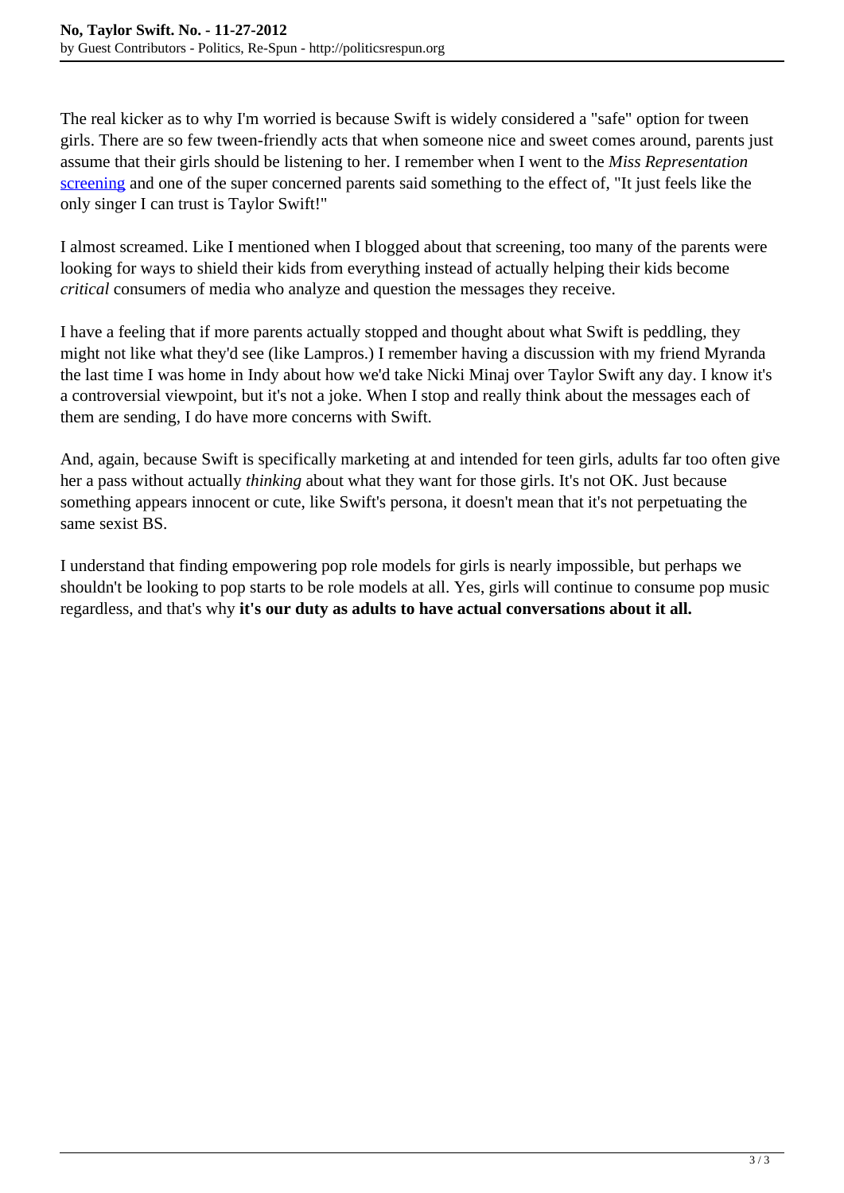The real kicker as to why I'm worried is because Swift is widely considered a "safe" option for tween girls. There are so few tween-friendly acts that when someone nice and sweet comes around, parents just assume that their girls should be listening to her. I remember when I went to the *Miss Representation* screening and one of the super concerned parents said something to the effect of, "It just feels like the only singer I can trust is Taylor Swift!"

I almost screamed. Like I mentioned when I blogged about that screening, too many of the parents were looking for ways to shield their kids from everything instead of actually helping their kids become *critical* consumers of media who analyze and question the messages they receive.

I have a feeling that if more parents actually stopped and thought about what Swift is peddling, they might not like what they'd see (like Lampros.) I remember having a discussion with my friend Myranda the last time I was home in Indy about how we'd take Nicki Minaj over Taylor Swift any day. I know it's a controversial viewpoint, but it's not a joke. When I stop and really think about the messages each of them are sending, I do have more concerns with Swift.

And, again, because Swift is specifically marketing at and intended for teen girls, adults far too often give her a pass without actually *thinking* about what they want for those girls. It's not OK. Just because something appears innocent or cute, like Swift's persona, it doesn't mean that it's not perpetuating the same sexist BS.

I understand that finding empowering pop role models for girls is nearly impossible, but perhaps we shouldn't be looking to pop starts to be role models at all. Yes, girls will continue to consume pop music regardless, and that's why **it's our duty as adults to have actual conversations about it all.**